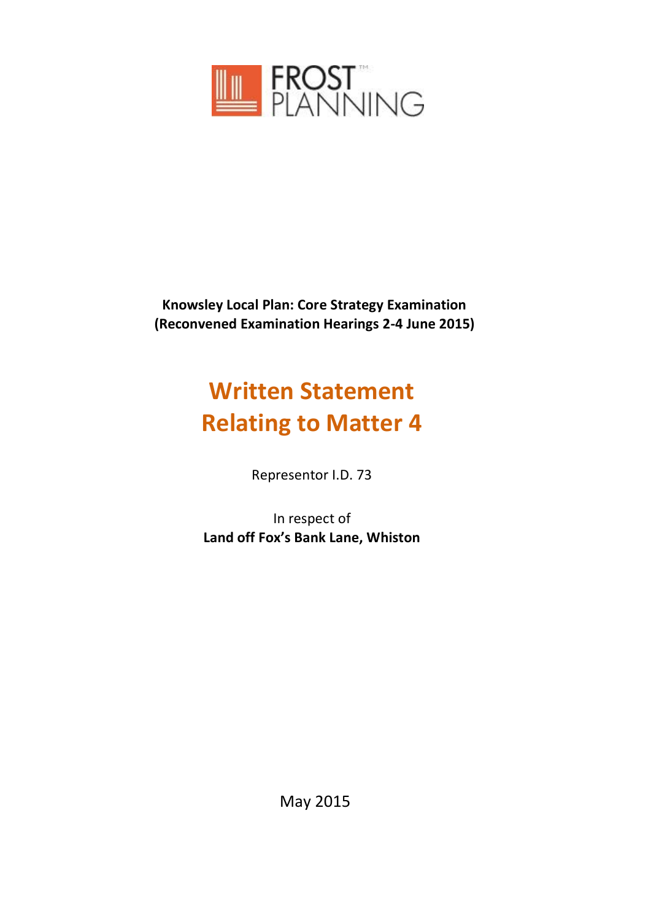FROST PLANNING

**Knowsley Local Plan: Core Strategy Examination**
**(Reconvened Examination Hearings 2-4 June 2015)**

# Written Statement Relating to Matter 4

Representor I.D. 73

In respect of
**Land off Fox's Bank Lane, Whiston**

May 2015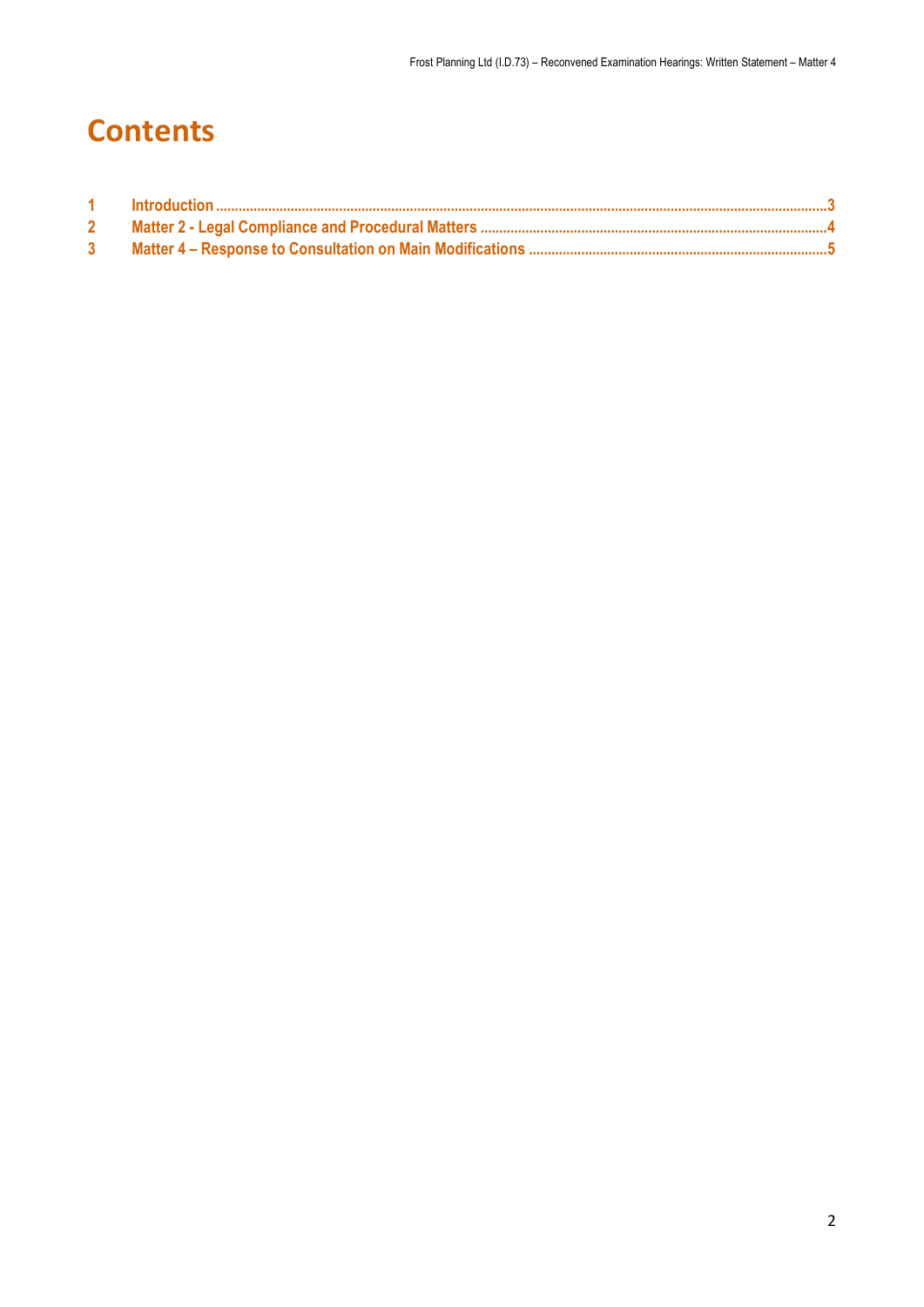# Contents

1 Introduction ........................................................................................................................................................... 3
2 Matter 2 - Legal Compliance and Procedural Matters ........................................................................................ 4
3 Matter 4 – Response to Consultation on Main Modifications ............................................................................ 5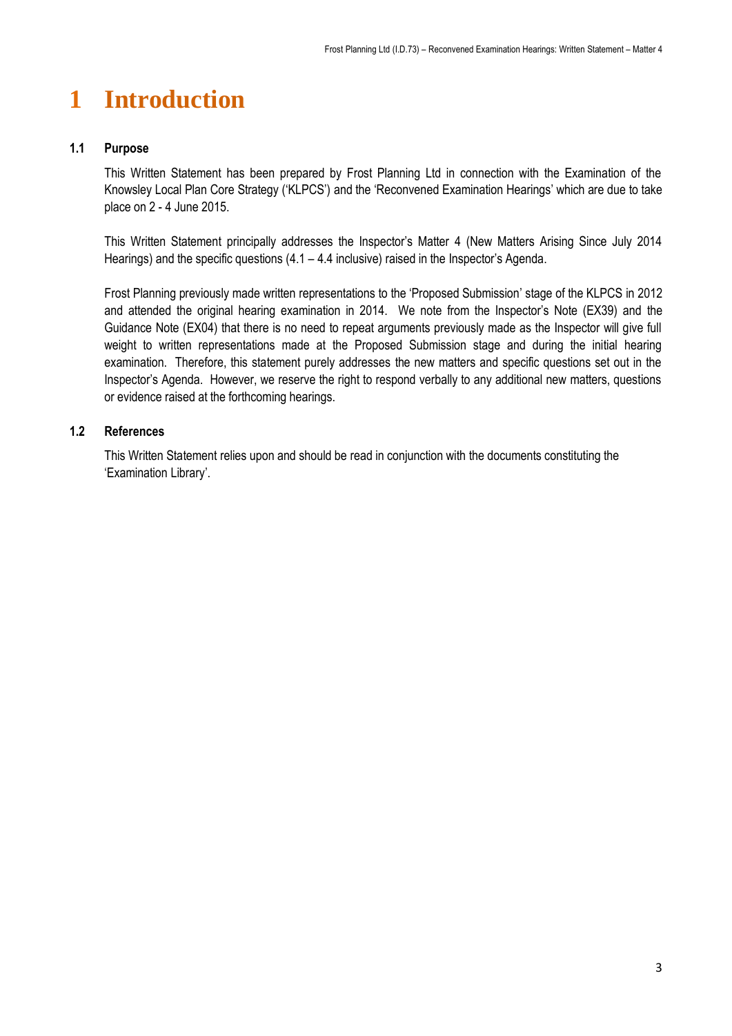# 1 Introduction

## 1.1 Purpose

This Written Statement has been prepared by Frost Planning Ltd in connection with the Examination of the Knowsley Local Plan Core Strategy ('KLPCS') and the 'Reconvened Examination Hearings' which are due to take place on 2 - 4 June 2015.

This Written Statement principally addresses the Inspector's Matter 4 (New Matters Arising Since July 2014 Hearings) and the specific questions (4.1 – 4.4 inclusive) raised in the Inspector's Agenda.

Frost Planning previously made written representations to the 'Proposed Submission' stage of the KLPCS in 2012 and attended the original hearing examination in 2014. We note from the Inspector's Note (EX39) and the Guidance Note (EX04) that there is no need to repeat arguments previously made as the Inspector will give full weight to written representations made at the Proposed Submission stage and during the initial hearing examination. Therefore, this statement purely addresses the new matters and specific questions set out in the Inspector's Agenda. However, we reserve the right to respond verbally to any additional new matters, questions or evidence raised at the forthcoming hearings.

## 1.2 References

This Written Statement relies upon and should be read in conjunction with the documents constituting the 'Examination Library'.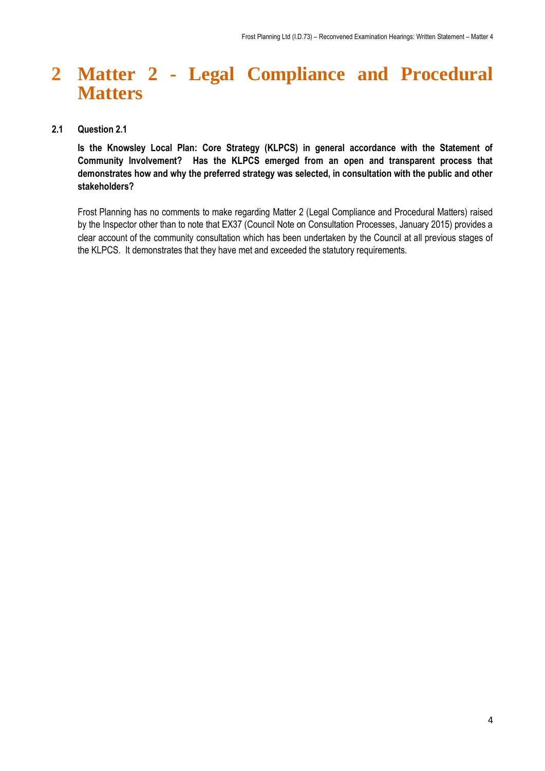# 2 Matter 2 - Legal Compliance and Procedural Matters

## 2.1 Question 2.1

**Is the Knowsley Local Plan: Core Strategy (KLPCS) in general accordance with the Statement of Community Involvement? Has the KLPCS emerged from an open and transparent process that demonstrates how and why the preferred strategy was selected, in consultation with the public and other stakeholders?**

Frost Planning has no comments to make regarding Matter 2 (Legal Compliance and Procedural Matters) raised by the Inspector other than to note that EX37 (Council Note on Consultation Processes, January 2015) provides a clear account of the community consultation which has been undertaken by the Council at all previous stages of the KLPCS. It demonstrates that they have met and exceeded the statutory requirements.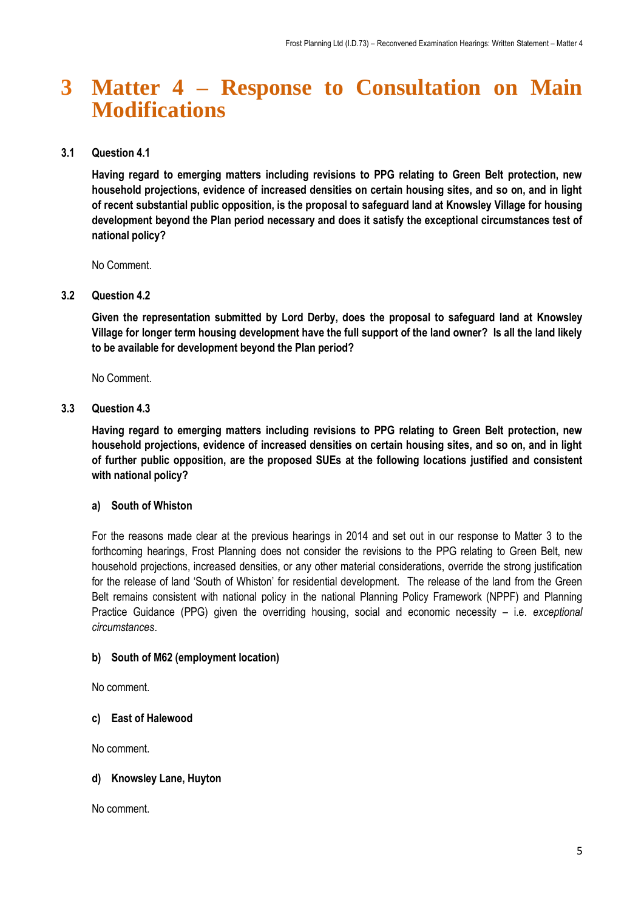# 3 Matter 4 – Response to Consultation on Main Modifications

## 3.1 Question 4.1

**Having regard to emerging matters including revisions to PPG relating to Green Belt protection, new household projections, evidence of increased densities on certain housing sites, and so on, and in light of recent substantial public opposition, is the proposal to safeguard land at Knowsley Village for housing development beyond the Plan period necessary and does it satisfy the exceptional circumstances test of national policy?**

No Comment.

## 3.2 Question 4.2

**Given the representation submitted by Lord Derby, does the proposal to safeguard land at Knowsley Village for longer term housing development have the full support of the land owner? Is all the land likely to be available for development beyond the Plan period?**

No Comment.

## 3.3 Question 4.3

**Having regard to emerging matters including revisions to PPG relating to Green Belt protection, new household projections, evidence of increased densities on certain housing sites, and so on, and in light of further public opposition, are the proposed SUEs at the following locations justified and consistent with national policy?**

### a) South of Whiston

For the reasons made clear at the previous hearings in 2014 and set out in our response to Matter 3 to the forthcoming hearings, Frost Planning does not consider the revisions to the PPG relating to Green Belt, new household projections, increased densities, or any other material considerations, override the strong justification for the release of land 'South of Whiston' for residential development. The release of the land from the Green Belt remains consistent with national policy in the national Planning Policy Framework (NPPF) and Planning Practice Guidance (PPG) given the overriding housing, social and economic necessity – i.e. *exceptional circumstances*.

### b) South of M62 (employment location)

No comment.

### c) East of Halewood

No comment.

### d) Knowsley Lane, Huyton

No comment.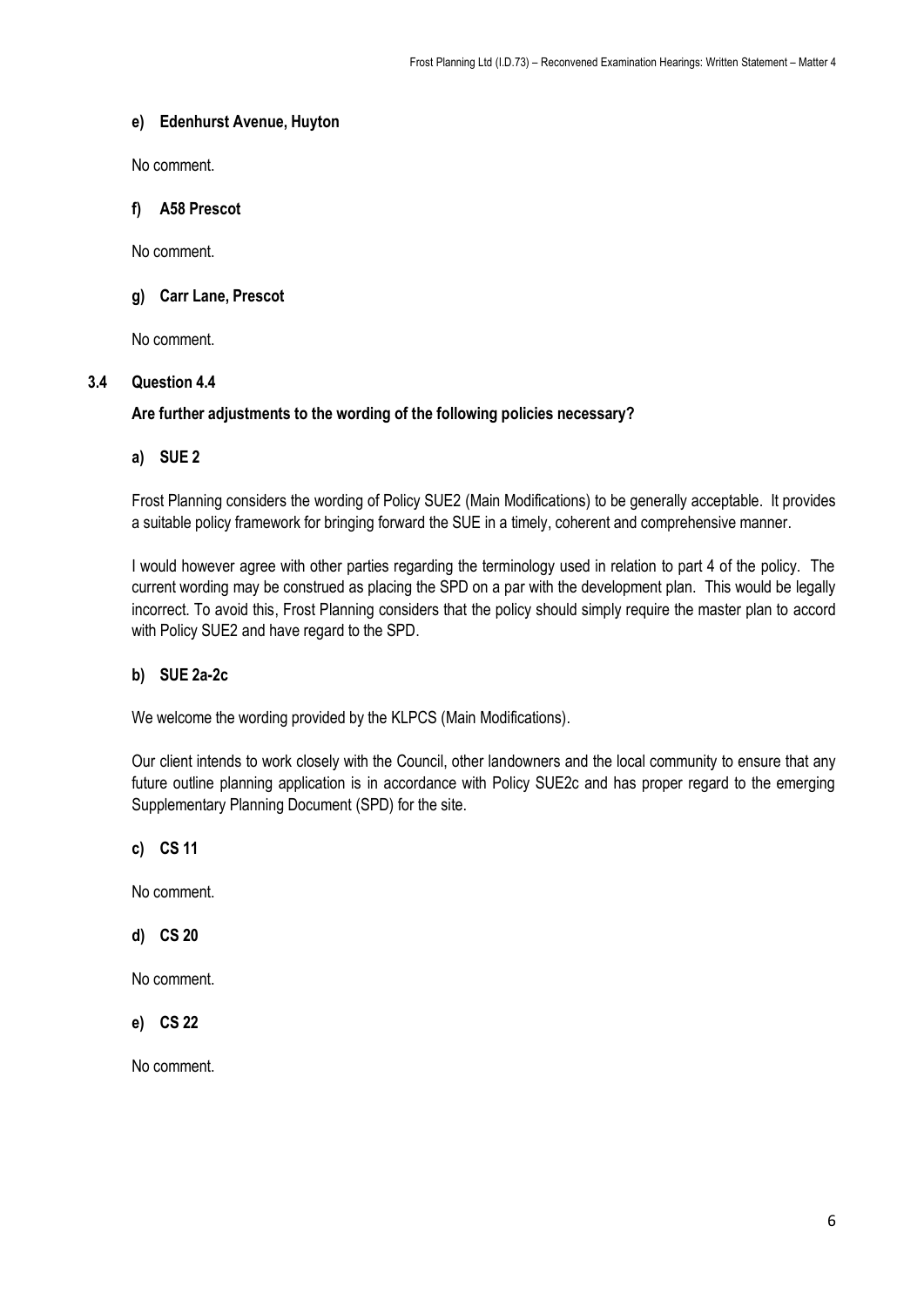#### e) Edenhurst Avenue, Huyton

No comment.

#### f) A58 Prescot

No comment.

#### g) Carr Lane, Prescot

No comment.

### 3.4 Question 4.4

**Are further adjustments to the wording of the following policies necessary?**

#### a) SUE 2

Frost Planning considers the wording of Policy SUE2 (Main Modifications) to be generally acceptable. It provides a suitable policy framework for bringing forward the SUE in a timely, coherent and comprehensive manner.

I would however agree with other parties regarding the terminology used in relation to part 4 of the policy. The current wording may be construed as placing the SPD on a par with the development plan. This would be legally incorrect. To avoid this, Frost Planning considers that the policy should simply require the master plan to accord with Policy SUE2 and have regard to the SPD.

#### b) SUE 2a-2c

We welcome the wording provided by the KLPCS (Main Modifications).

Our client intends to work closely with the Council, other landowners and the local community to ensure that any future outline planning application is in accordance with Policy SUE2c and has proper regard to the emerging Supplementary Planning Document (SPD) for the site.

#### c) CS 11

No comment.

#### d) CS 20

No comment.

#### e) CS 22

No comment.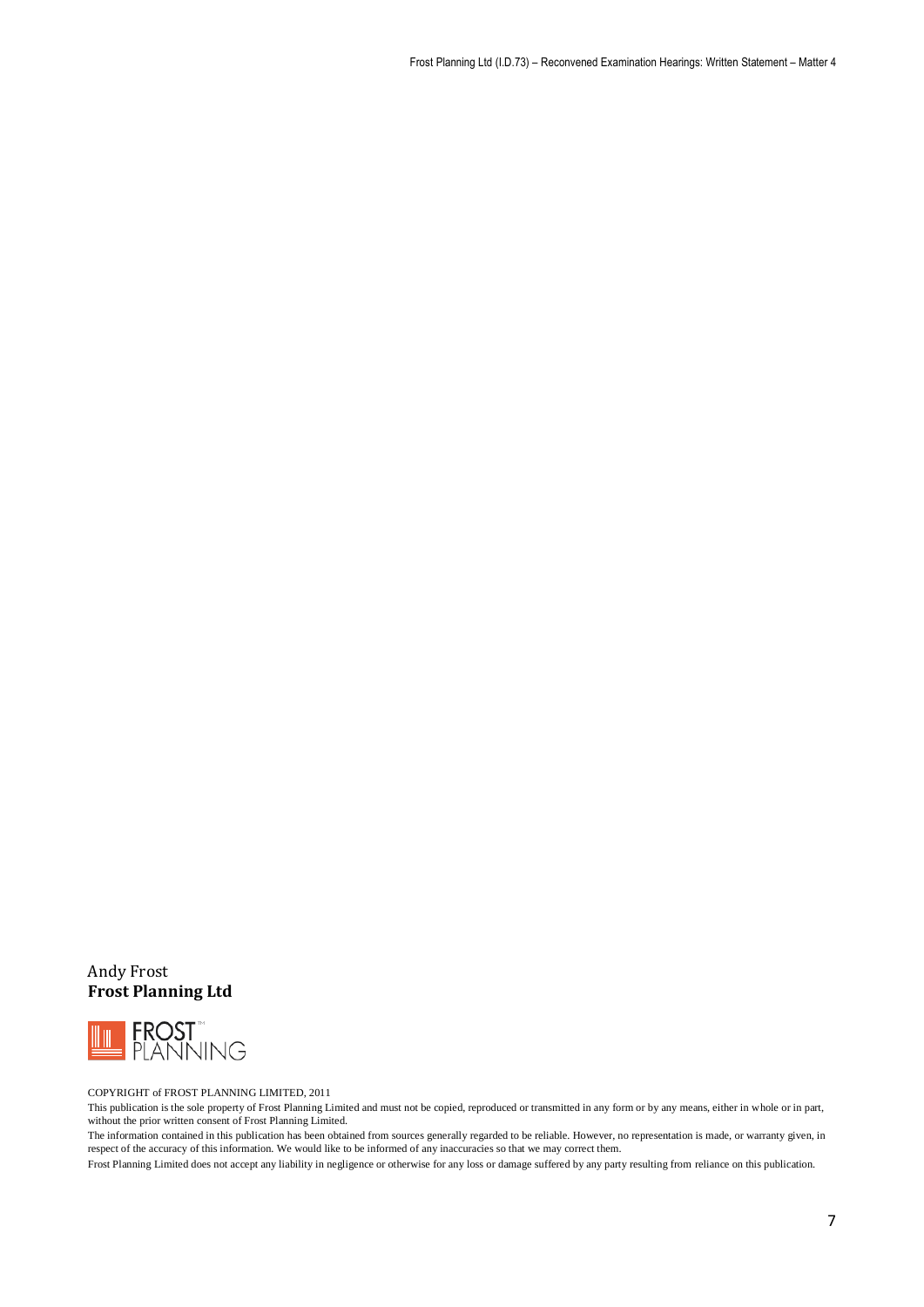Andy Frost
**Frost Planning Ltd**

FROST™ PLANNING

COPYRIGHT of FROST PLANNING LIMITED, 2011

This publication is the sole property of Frost Planning Limited and must not be copied, reproduced or transmitted in any form or by any means, either in whole or in part, without the prior written consent of Frost Planning Limited.

The information contained in this publication has been obtained from sources generally regarded to be reliable. However, no representation is made, or warranty given, in respect of the accuracy of this information. We would like to be informed of any inaccuracies so that we may correct them.

Frost Planning Limited does not accept any liability in negligence or otherwise for any loss or damage suffered by any party resulting from reliance on this publication.